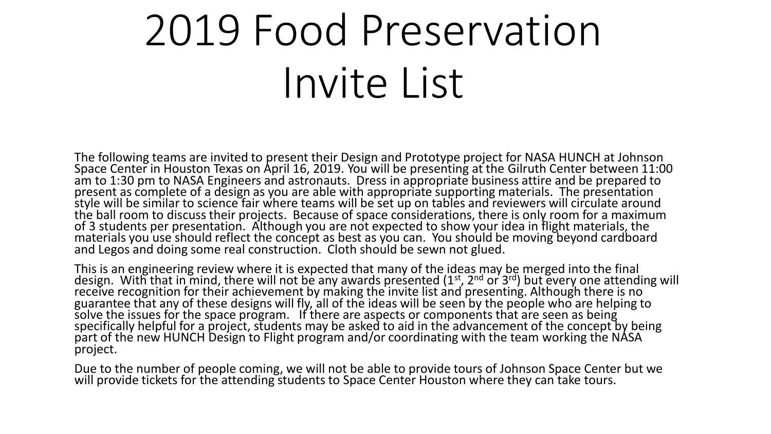# 2019 Food Preservation Invite List

The following teams are invited to present their Design and Prototype project for NASA HUNCH at Johnson Space Center in Houston Texas on April 16, 2019. You will be presenting at the Gilruth Center between 11:00 am to 1:30 pm to NASA Engineers and astronauts. Dress in appropriate business attire and be prepared to present as complete of a design as you are able with appropriate supporting materials. The presentation style will be similar to science fair where teams will be set up on tables and reviewers will circulate around the ball room to discuss their projects. Because of space considerations, there is only room for a maximum of 3 students per presentation. Although you are not expected to show your idea in flight materials, the materials you use should reflect the concept as best as you can. You should be moving beyond cardboard and Legos and doing some real construction. Cloth should be sewn not glued.

This is an engineering review where it is expected that many of the ideas may be merged into the final design. With that in mind, there will not be any awards presented (1st, 2nd or 3rd) but every one attending will receive recognition for their achievement by making the invite list and presenting. Although there is no guarantee that any of these designs will fly, all of the ideas will be seen by the people who are helping to solve the issues for the space program. If there are aspects or components that are seen as being specifically helpful for a project, students may be asked to aid in the advancement of the concept by being part of the new HUNCH Design to Flight program and/or coordinating with the team working the NASA project.

Due to the number of people coming, we will not be able to provide tours of Johnson Space Center but we will provide tickets for the attending students to Space Center Houston where they can take tours.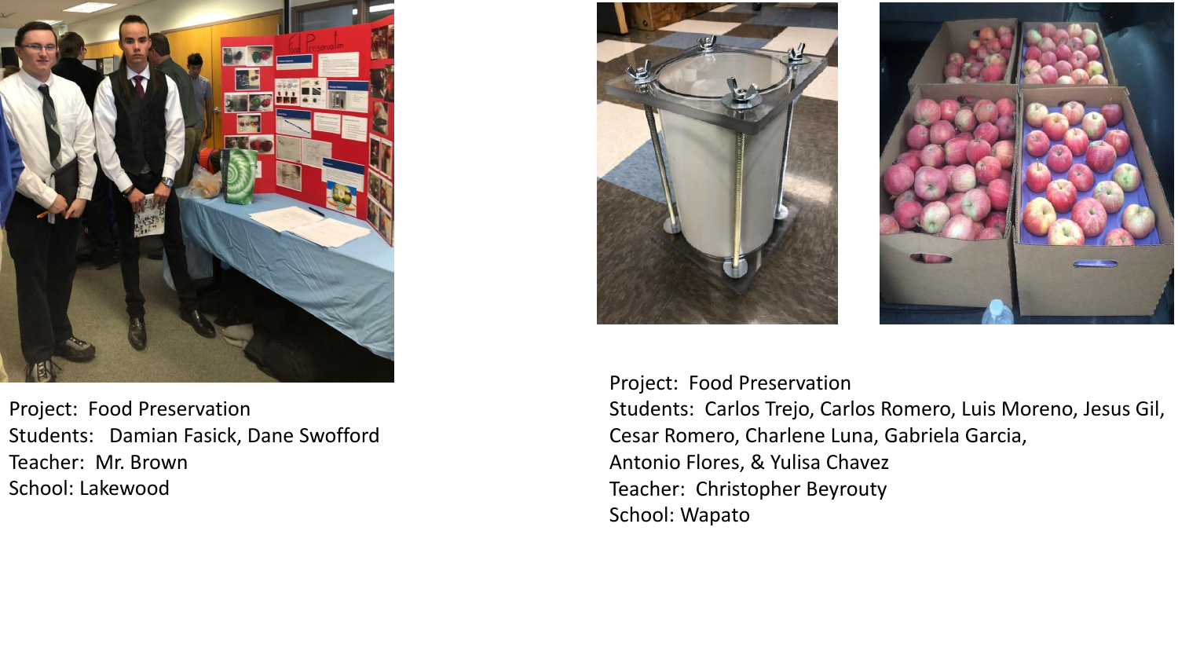Project: Food Preservation
Students: Damian Fasick, Dane Swofford
Teacher: Mr. Brown
School: Lakewood

Project: Food Preservation
Students: Carlos Trejo, Carlos Romero, Luis Moreno, Jesus Gil, Cesar Romero, Charlene Luna, Gabriela Garcia, Antonio Flores, & Yulisa Chavez
Teacher: Christopher Beyrouty
School: Wapato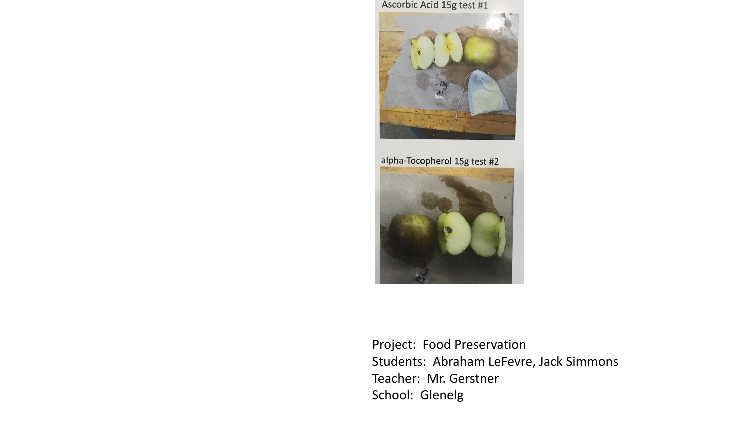Ascorbic Acid 15g test #1

alpha-Tocopherol 15g test #2

Project: Food Preservation
Students: Abraham LeFevre, Jack Simmons
Teacher: Mr. Gerstner
School: Glenelg